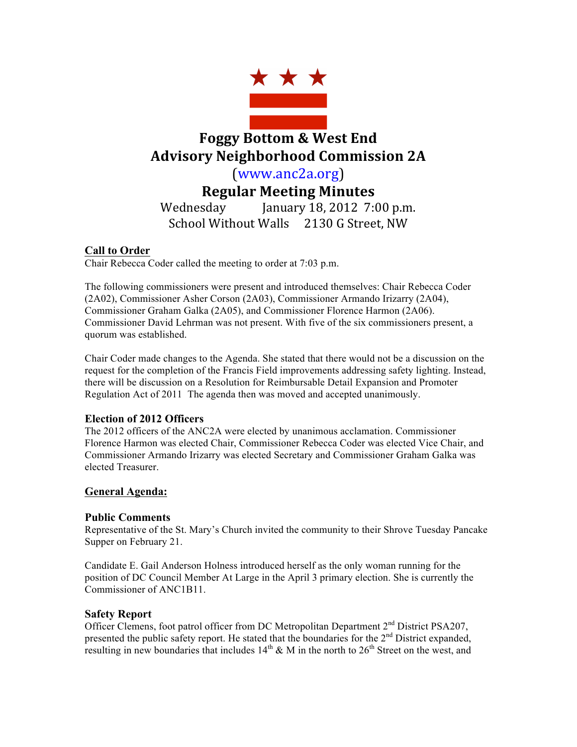# Foggy Bottom & West End
# Advisory Neighborhood Commission 2A

(www.anc2a.org)

## Regular Meeting Minutes

Wednesday January 18, 2012 7:00 p.m.
School Without Walls 2130 G Street, NW

**Call to Order**

Chair Rebecca Coder called the meeting to order at 7:03 p.m.

The following commissioners were present and introduced themselves: Chair Rebecca Coder (2A02), Commissioner Asher Corson (2A03), Commissioner Armando Irizarry (2A04), Commissioner Graham Galka (2A05), and Commissioner Florence Harmon (2A06). Commissioner David Lehrman was not present. With five of the six commissioners present, a quorum was established.

Chair Coder made changes to the Agenda. She stated that there would not be a discussion on the request for the completion of the Francis Field improvements addressing safety lighting. Instead, there will be discussion on a Resolution for Reimbursable Detail Expansion and Promoter Regulation Act of 2011 The agenda then was moved and accepted unanimously.

### Election of 2012 Officers

The 2012 officers of the ANC2A were elected by unanimous acclamation. Commissioner Florence Harmon was elected Chair, Commissioner Rebecca Coder was elected Vice Chair, and Commissioner Armando Irizarry was elected Secretary and Commissioner Graham Galka was elected Treasurer.

**General Agenda:**

### Public Comments

Representative of the St. Mary's Church invited the community to their Shrove Tuesday Pancake Supper on February 21.

Candidate E. Gail Anderson Holness introduced herself as the only woman running for the position of DC Council Member At Large in the April 3 primary election. She is currently the Commissioner of ANC1B11.

### Safety Report

Officer Clemens, foot patrol officer from DC Metropolitan Department 2nd District PSA207, presented the public safety report. He stated that the boundaries for the 2nd District expanded, resulting in new boundaries that includes 14th & M in the north to 26th Street on the west, and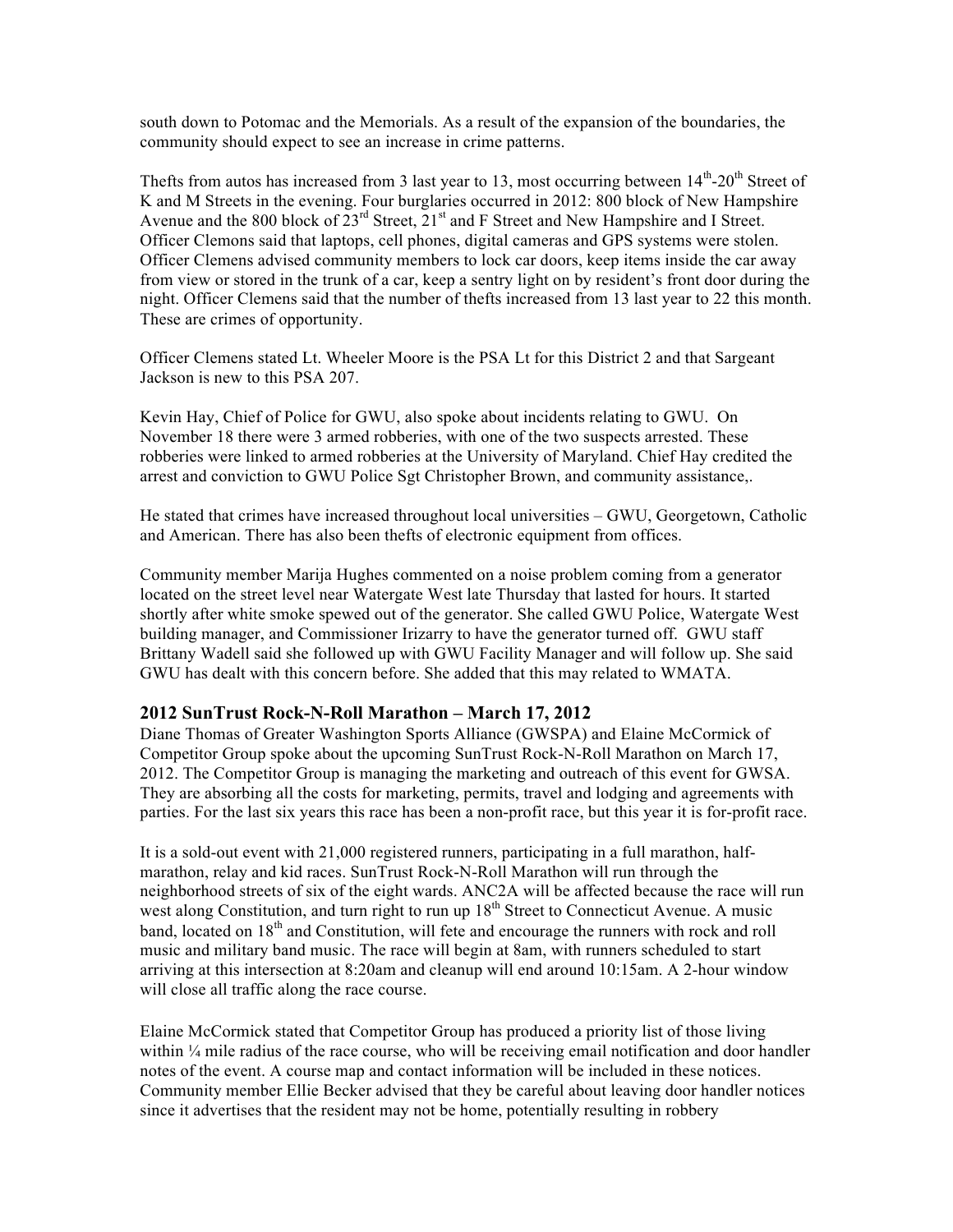south down to Potomac and the Memorials. As a result of the expansion of the boundaries, the community should expect to see an increase in crime patterns.

Thefts from autos has increased from 3 last year to 13, most occurring between 14th-20th Street of K and M Streets in the evening. Four burglaries occurred in 2012: 800 block of New Hampshire Avenue and the 800 block of 23rd Street, 21st and F Street and New Hampshire and I Street. Officer Clemons said that laptops, cell phones, digital cameras and GPS systems were stolen. Officer Clemens advised community members to lock car doors, keep items inside the car away from view or stored in the trunk of a car, keep a sentry light on by resident's front door during the night. Officer Clemens said that the number of thefts increased from 13 last year to 22 this month. These are crimes of opportunity.

Officer Clemens stated Lt. Wheeler Moore is the PSA Lt for this District 2 and that Sargeant Jackson is new to this PSA 207.

Kevin Hay, Chief of Police for GWU, also spoke about incidents relating to GWU. On November 18 there were 3 armed robberies, with one of the two suspects arrested. These robberies were linked to armed robberies at the University of Maryland. Chief Hay credited the arrest and conviction to GWU Police Sgt Christopher Brown, and community assistance,.

He stated that crimes have increased throughout local universities – GWU, Georgetown, Catholic and American. There has also been thefts of electronic equipment from offices.

Community member Marija Hughes commented on a noise problem coming from a generator located on the street level near Watergate West late Thursday that lasted for hours. It started shortly after white smoke spewed out of the generator. She called GWU Police, Watergate West building manager, and Commissioner Irizarry to have the generator turned off. GWU staff Brittany Wadell said she followed up with GWU Facility Manager and will follow up. She said GWU has dealt with this concern before. She added that this may related to WMATA.

## 2012 SunTrust Rock-N-Roll Marathon – March 17, 2012

Diane Thomas of Greater Washington Sports Alliance (GWSPA) and Elaine McCormick of Competitor Group spoke about the upcoming SunTrust Rock-N-Roll Marathon on March 17, 2012. The Competitor Group is managing the marketing and outreach of this event for GWSA. They are absorbing all the costs for marketing, permits, travel and lodging and agreements with parties. For the last six years this race has been a non-profit race, but this year it is for-profit race.

It is a sold-out event with 21,000 registered runners, participating in a full marathon, half-marathon, relay and kid races. SunTrust Rock-N-Roll Marathon will run through the neighborhood streets of six of the eight wards. ANC2A will be affected because the race will run west along Constitution, and turn right to run up 18th Street to Connecticut Avenue. A music band, located on 18th and Constitution, will fete and encourage the runners with rock and roll music and military band music. The race will begin at 8am, with runners scheduled to start arriving at this intersection at 8:20am and cleanup will end around 10:15am. A 2-hour window will close all traffic along the race course.

Elaine McCormick stated that Competitor Group has produced a priority list of those living within ¼ mile radius of the race course, who will be receiving email notification and door handler notes of the event. A course map and contact information will be included in these notices. Community member Ellie Becker advised that they be careful about leaving door handler notices since it advertises that the resident may not be home, potentially resulting in robbery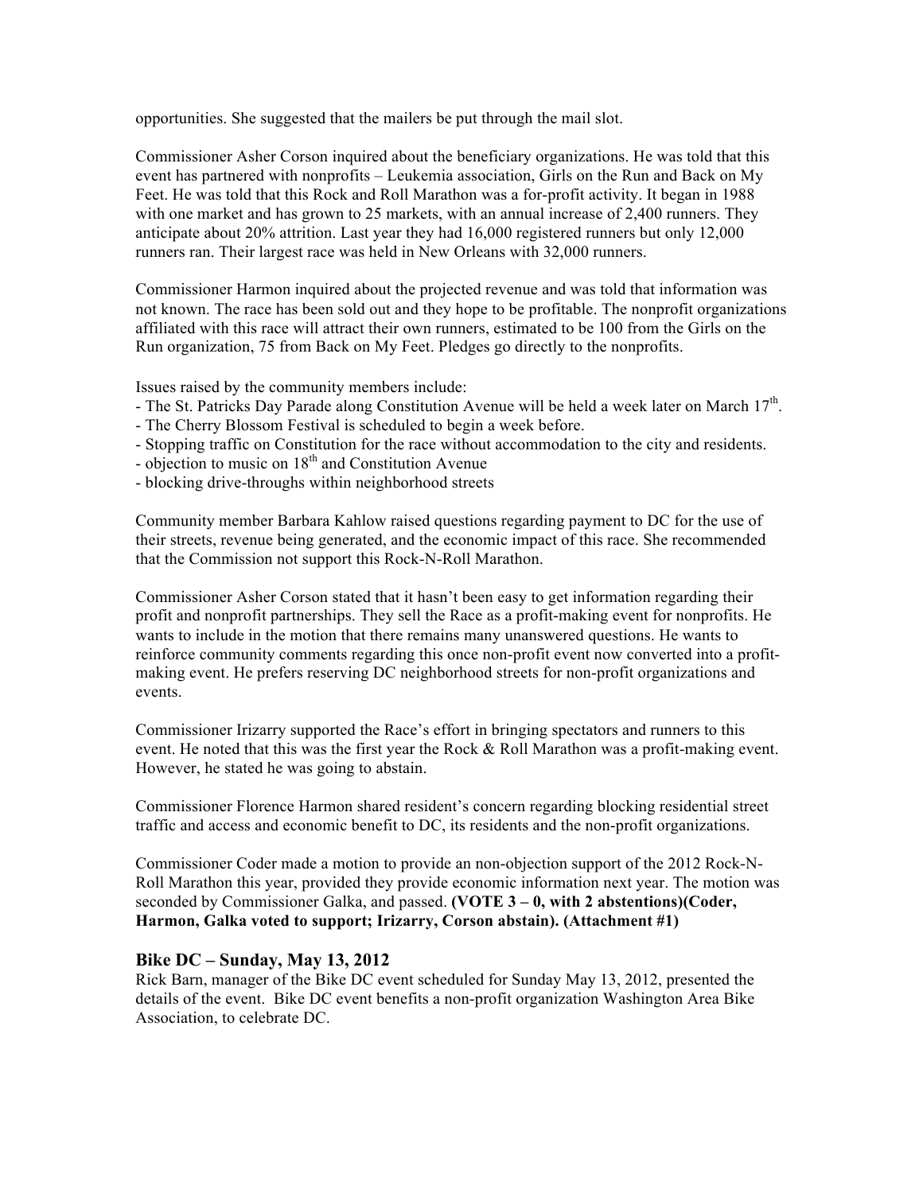opportunities. She suggested that the mailers be put through the mail slot.

Commissioner Asher Corson inquired about the beneficiary organizations. He was told that this event has partnered with nonprofits – Leukemia association, Girls on the Run and Back on My Feet. He was told that this Rock and Roll Marathon was a for-profit activity. It began in 1988 with one market and has grown to 25 markets, with an annual increase of 2,400 runners. They anticipate about 20% attrition. Last year they had 16,000 registered runners but only 12,000 runners ran. Their largest race was held in New Orleans with 32,000 runners.

Commissioner Harmon inquired about the projected revenue and was told that information was not known. The race has been sold out and they hope to be profitable. The nonprofit organizations affiliated with this race will attract their own runners, estimated to be 100 from the Girls on the Run organization, 75 from Back on My Feet. Pledges go directly to the nonprofits.

Issues raised by the community members include:
- The St. Patricks Day Parade along Constitution Avenue will be held a week later on March 17th.
- The Cherry Blossom Festival is scheduled to begin a week before.
- Stopping traffic on Constitution for the race without accommodation to the city and residents.
- objection to music on 18th and Constitution Avenue
- blocking drive-throughs within neighborhood streets

Community member Barbara Kahlow raised questions regarding payment to DC for the use of their streets, revenue being generated, and the economic impact of this race. She recommended that the Commission not support this Rock-N-Roll Marathon.

Commissioner Asher Corson stated that it hasn't been easy to get information regarding their profit and nonprofit partnerships. They sell the Race as a profit-making event for nonprofits. He wants to include in the motion that there remains many unanswered questions. He wants to reinforce community comments regarding this once non-profit event now converted into a profit-making event. He prefers reserving DC neighborhood streets for non-profit organizations and events.

Commissioner Irizarry supported the Race's effort in bringing spectators and runners to this event. He noted that this was the first year the Rock & Roll Marathon was a profit-making event. However, he stated he was going to abstain.

Commissioner Florence Harmon shared resident's concern regarding blocking residential street traffic and access and economic benefit to DC, its residents and the non-profit organizations.

Commissioner Coder made a motion to provide an non-objection support of the 2012 Rock-N-Roll Marathon this year, provided they provide economic information next year. The motion was seconded by Commissioner Galka, and passed. **(VOTE 3 – 0, with 2 abstentions)(Coder, Harmon, Galka voted to support; Irizarry, Corson abstain). (Attachment #1)**

## Bike DC – Sunday, May 13, 2012

Rick Barn, manager of the Bike DC event scheduled for Sunday May 13, 2012, presented the details of the event. Bike DC event benefits a non-profit organization Washington Area Bike Association, to celebrate DC.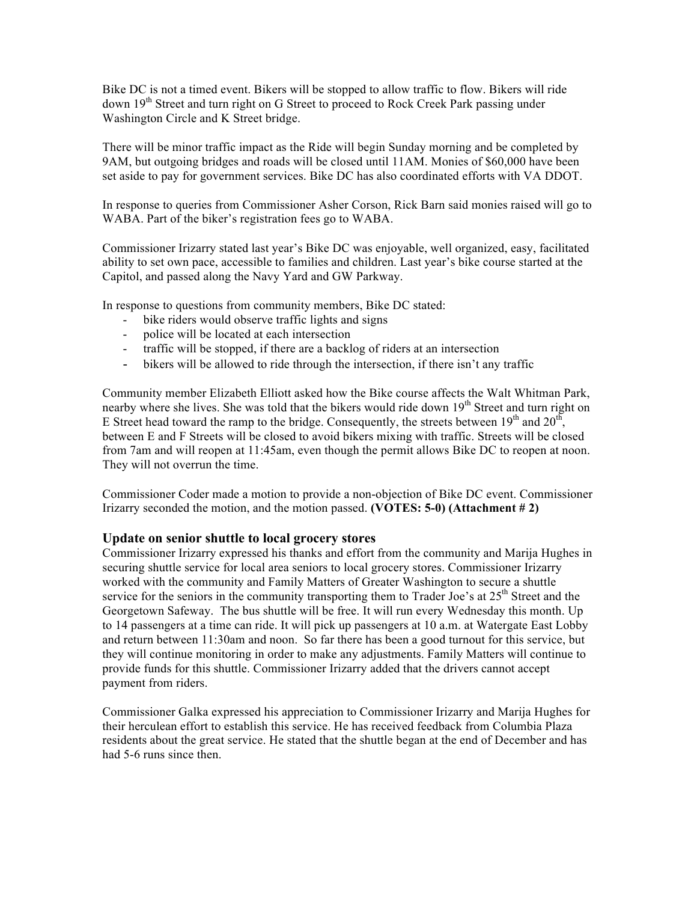Bike DC is not a timed event. Bikers will be stopped to allow traffic to flow. Bikers will ride down 19th Street and turn right on G Street to proceed to Rock Creek Park passing under Washington Circle and K Street bridge.

There will be minor traffic impact as the Ride will begin Sunday morning and be completed by 9AM, but outgoing bridges and roads will be closed until 11AM. Monies of $60,000 have been set aside to pay for government services. Bike DC has also coordinated efforts with VA DDOT.

In response to queries from Commissioner Asher Corson, Rick Barn said monies raised will go to WABA. Part of the biker's registration fees go to WABA.

Commissioner Irizarry stated last year's Bike DC was enjoyable, well organized, easy, facilitated ability to set own pace, accessible to families and children. Last year's bike course started at the Capitol, and passed along the Navy Yard and GW Parkway.

In response to questions from community members, Bike DC stated:

- bike riders would observe traffic lights and signs
- police will be located at each intersection
- traffic will be stopped, if there are a backlog of riders at an intersection
- bikers will be allowed to ride through the intersection, if there isn't any traffic

Community member Elizabeth Elliott asked how the Bike course affects the Walt Whitman Park, nearby where she lives. She was told that the bikers would ride down 19th Street and turn right on E Street head toward the ramp to the bridge. Consequently, the streets between 19th and 20th, between E and F Streets will be closed to avoid bikers mixing with traffic. Streets will be closed from 7am and will reopen at 11:45am, even though the permit allows Bike DC to reopen at noon. They will not overrun the time.

Commissioner Coder made a motion to provide a non-objection of Bike DC event. Commissioner Irizarry seconded the motion, and the motion passed. **(VOTES: 5-0) (Attachment # 2)**

### Update on senior shuttle to local grocery stores

Commissioner Irizarry expressed his thanks and effort from the community and Marija Hughes in securing shuttle service for local area seniors to local grocery stores. Commissioner Irizarry worked with the community and Family Matters of Greater Washington to secure a shuttle service for the seniors in the community transporting them to Trader Joe's at 25th Street and the Georgetown Safeway. The bus shuttle will be free. It will run every Wednesday this month. Up to 14 passengers at a time can ride. It will pick up passengers at 10 a.m. at Watergate East Lobby and return between 11:30am and noon. So far there has been a good turnout for this service, but they will continue monitoring in order to make any adjustments. Family Matters will continue to provide funds for this shuttle. Commissioner Irizarry added that the drivers cannot accept payment from riders.

Commissioner Galka expressed his appreciation to Commissioner Irizarry and Marija Hughes for their herculean effort to establish this service. He has received feedback from Columbia Plaza residents about the great service. He stated that the shuttle began at the end of December and has had 5-6 runs since then.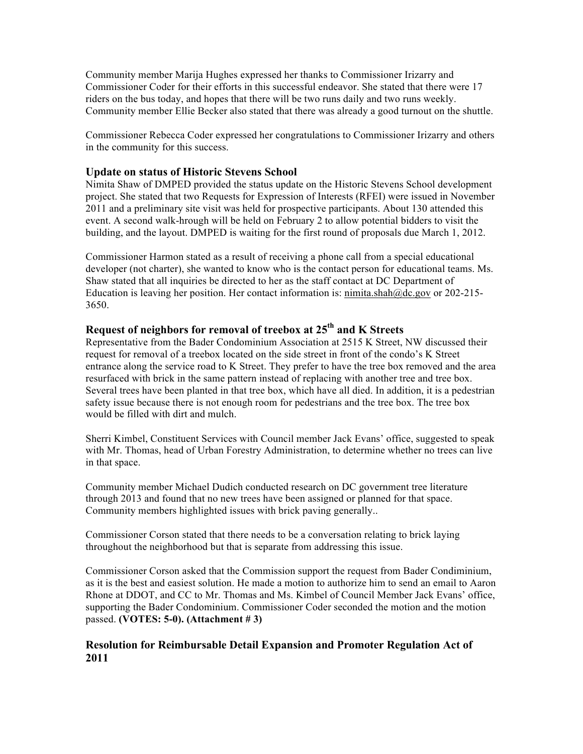Community member Marija Hughes expressed her thanks to Commissioner Irizarry and Commissioner Coder for their efforts in this successful endeavor. She stated that there were 17 riders on the bus today, and hopes that there will be two runs daily and two runs weekly. Community member Ellie Becker also stated that there was already a good turnout on the shuttle.

Commissioner Rebecca Coder expressed her congratulations to Commissioner Irizarry and others in the community for this success.

### Update on status of Historic Stevens School

Nimita Shaw of DMPED provided the status update on the Historic Stevens School development project. She stated that two Requests for Expression of Interests (RFEI) were issued in November 2011 and a preliminary site visit was held for prospective participants. About 130 attended this event. A second walk-hrough will be held on February 2 to allow potential bidders to visit the building, and the layout. DMPED is waiting for the first round of proposals due March 1, 2012.

Commissioner Harmon stated as a result of receiving a phone call from a special educational developer (not charter), she wanted to know who is the contact person for educational teams. Ms. Shaw stated that all inquiries be directed to her as the staff contact at DC Department of Education is leaving her position. Her contact information is: nimita.shah@dc.gov or 202-215-3650.

### Request of neighbors for removal of treebox at 25th and K Streets

Representative from the Bader Condominium Association at 2515 K Street, NW discussed their request for removal of a treebox located on the side street in front of the condo's K Street entrance along the service road to K Street. They prefer to have the tree box removed and the area resurfaced with brick in the same pattern instead of replacing with another tree and tree box. Several trees have been planted in that tree box, which have all died. In addition, it is a pedestrian safety issue because there is not enough room for pedestrians and the tree box. The tree box would be filled with dirt and mulch.

Sherri Kimbel, Constituent Services with Council member Jack Evans' office, suggested to speak with Mr. Thomas, head of Urban Forestry Administration, to determine whether no trees can live in that space.

Community member Michael Dudich conducted research on DC government tree literature through 2013 and found that no new trees have been assigned or planned for that space. Community members highlighted issues with brick paving generally..

Commissioner Corson stated that there needs to be a conversation relating to brick laying throughout the neighborhood but that is separate from addressing this issue.

Commissioner Corson asked that the Commission support the request from Bader Condiminium, as it is the best and easiest solution. He made a motion to authorize him to send an email to Aaron Rhone at DDOT, and CC to Mr. Thomas and Ms. Kimbel of Council Member Jack Evans' office, supporting the Bader Condominium. Commissioner Coder seconded the motion and the motion passed. **(VOTES: 5-0). (Attachment # 3)**

### Resolution for Reimbursable Detail Expansion and Promoter Regulation Act of 2011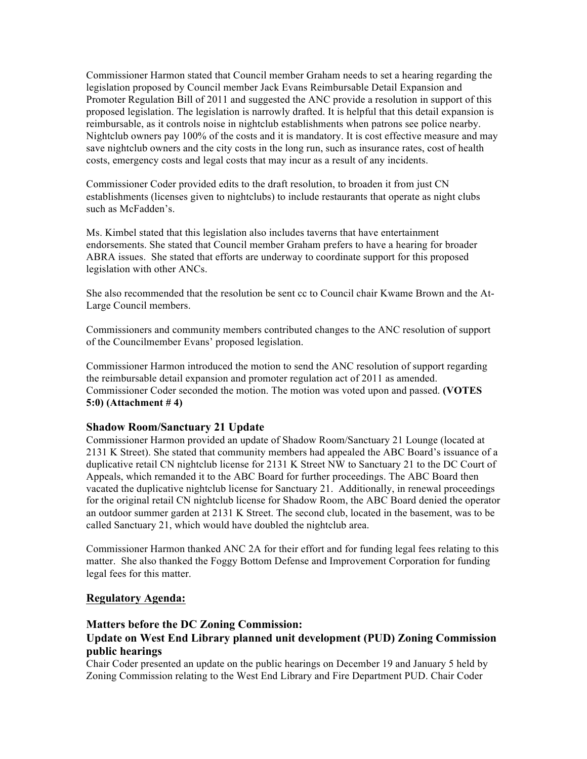Commissioner Harmon stated that Council member Graham needs to set a hearing regarding the legislation proposed by Council member Jack Evans Reimbursable Detail Expansion and Promoter Regulation Bill of 2011 and suggested the ANC provide a resolution in support of this proposed legislation. The legislation is narrowly drafted. It is helpful that this detail expansion is reimbursable, as it controls noise in nightclub establishments when patrons see police nearby. Nightclub owners pay 100% of the costs and it is mandatory. It is cost effective measure and may save nightclub owners and the city costs in the long run, such as insurance rates, cost of health costs, emergency costs and legal costs that may incur as a result of any incidents.

Commissioner Coder provided edits to the draft resolution, to broaden it from just CN establishments (licenses given to nightclubs) to include restaurants that operate as night clubs such as McFadden's.

Ms. Kimbel stated that this legislation also includes taverns that have entertainment endorsements. She stated that Council member Graham prefers to have a hearing for broader ABRA issues. She stated that efforts are underway to coordinate support for this proposed legislation with other ANCs.

She also recommended that the resolution be sent cc to Council chair Kwame Brown and the At-Large Council members.

Commissioners and community members contributed changes to the ANC resolution of support of the Councilmember Evans' proposed legislation.

Commissioner Harmon introduced the motion to send the ANC resolution of support regarding the reimbursable detail expansion and promoter regulation act of 2011 as amended. Commissioner Coder seconded the motion. The motion was voted upon and passed. **(VOTES 5:0) (Attachment # 4)**

### Shadow Room/Sanctuary 21 Update

Commissioner Harmon provided an update of Shadow Room/Sanctuary 21 Lounge (located at 2131 K Street). She stated that community members had appealed the ABC Board's issuance of a duplicative retail CN nightclub license for 2131 K Street NW to Sanctuary 21 to the DC Court of Appeals, which remanded it to the ABC Board for further proceedings. The ABC Board then vacated the duplicative nightclub license for Sanctuary 21. Additionally, in renewal proceedings for the original retail CN nightclub license for Shadow Room, the ABC Board denied the operator an outdoor summer garden at 2131 K Street. The second club, located in the basement, was to be called Sanctuary 21, which would have doubled the nightclub area.

Commissioner Harmon thanked ANC 2A for their effort and for funding legal fees relating to this matter. She also thanked the Foggy Bottom Defense and Improvement Corporation for funding legal fees for this matter.

## Regulatory Agenda:

### Matters before the DC Zoning Commission:

### Update on West End Library planned unit development (PUD) Zoning Commission public hearings

Chair Coder presented an update on the public hearings on December 19 and January 5 held by Zoning Commission relating to the West End Library and Fire Department PUD. Chair Coder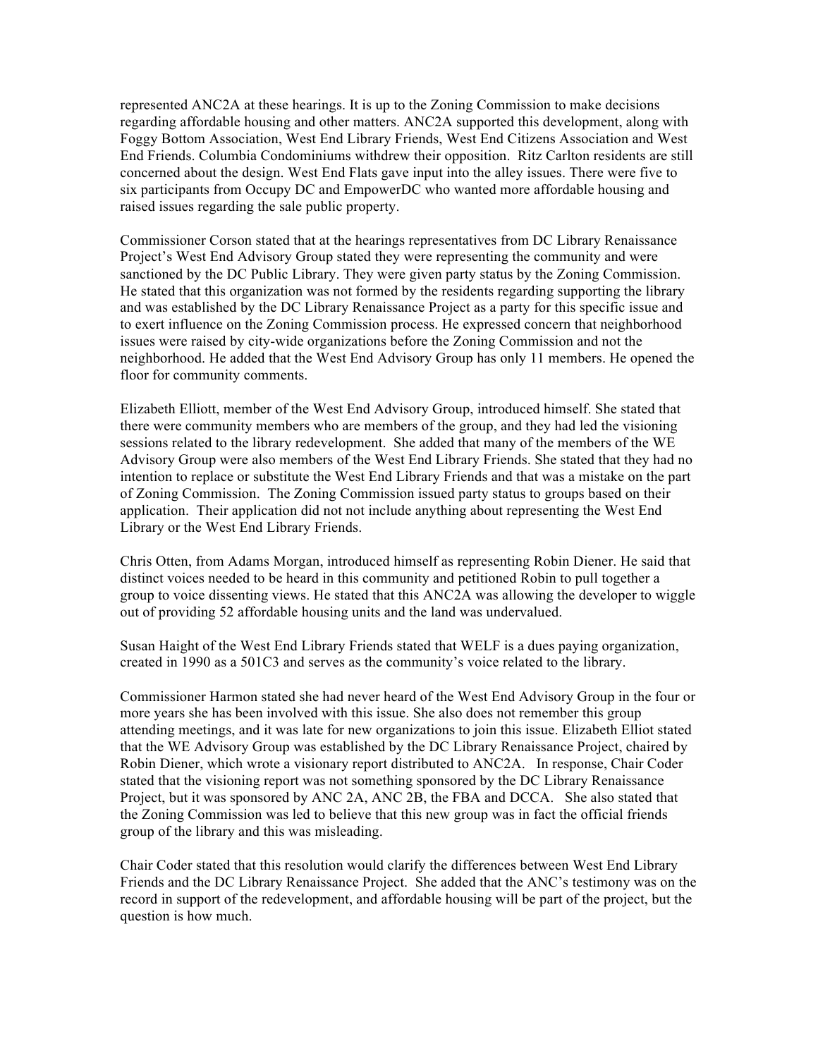represented ANC2A at these hearings. It is up to the Zoning Commission to make decisions regarding affordable housing and other matters. ANC2A supported this development, along with Foggy Bottom Association, West End Library Friends, West End Citizens Association and West End Friends. Columbia Condominiums withdrew their opposition. Ritz Carlton residents are still concerned about the design. West End Flats gave input into the alley issues. There were five to six participants from Occupy DC and EmpowerDC who wanted more affordable housing and raised issues regarding the sale public property.

Commissioner Corson stated that at the hearings representatives from DC Library Renaissance Project's West End Advisory Group stated they were representing the community and were sanctioned by the DC Public Library. They were given party status by the Zoning Commission. He stated that this organization was not formed by the residents regarding supporting the library and was established by the DC Library Renaissance Project as a party for this specific issue and to exert influence on the Zoning Commission process. He expressed concern that neighborhood issues were raised by city-wide organizations before the Zoning Commission and not the neighborhood. He added that the West End Advisory Group has only 11 members. He opened the floor for community comments.

Elizabeth Elliott, member of the West End Advisory Group, introduced himself. She stated that there were community members who are members of the group, and they had led the visioning sessions related to the library redevelopment. She added that many of the members of the WE Advisory Group were also members of the West End Library Friends. She stated that they had no intention to replace or substitute the West End Library Friends and that was a mistake on the part of Zoning Commission. The Zoning Commission issued party status to groups based on their application. Their application did not not include anything about representing the West End Library or the West End Library Friends.

Chris Otten, from Adams Morgan, introduced himself as representing Robin Diener. He said that distinct voices needed to be heard in this community and petitioned Robin to pull together a group to voice dissenting views. He stated that this ANC2A was allowing the developer to wiggle out of providing 52 affordable housing units and the land was undervalued.

Susan Haight of the West End Library Friends stated that WELF is a dues paying organization, created in 1990 as a 501C3 and serves as the community's voice related to the library.

Commissioner Harmon stated she had never heard of the West End Advisory Group in the four or more years she has been involved with this issue. She also does not remember this group attending meetings, and it was late for new organizations to join this issue. Elizabeth Elliot stated that the WE Advisory Group was established by the DC Library Renaissance Project, chaired by Robin Diener, which wrote a visionary report distributed to ANC2A. In response, Chair Coder stated that the visioning report was not something sponsored by the DC Library Renaissance Project, but it was sponsored by ANC 2A, ANC 2B, the FBA and DCCA. She also stated that the Zoning Commission was led to believe that this new group was in fact the official friends group of the library and this was misleading.

Chair Coder stated that this resolution would clarify the differences between West End Library Friends and the DC Library Renaissance Project. She added that the ANC's testimony was on the record in support of the redevelopment, and affordable housing will be part of the project, but the question is how much.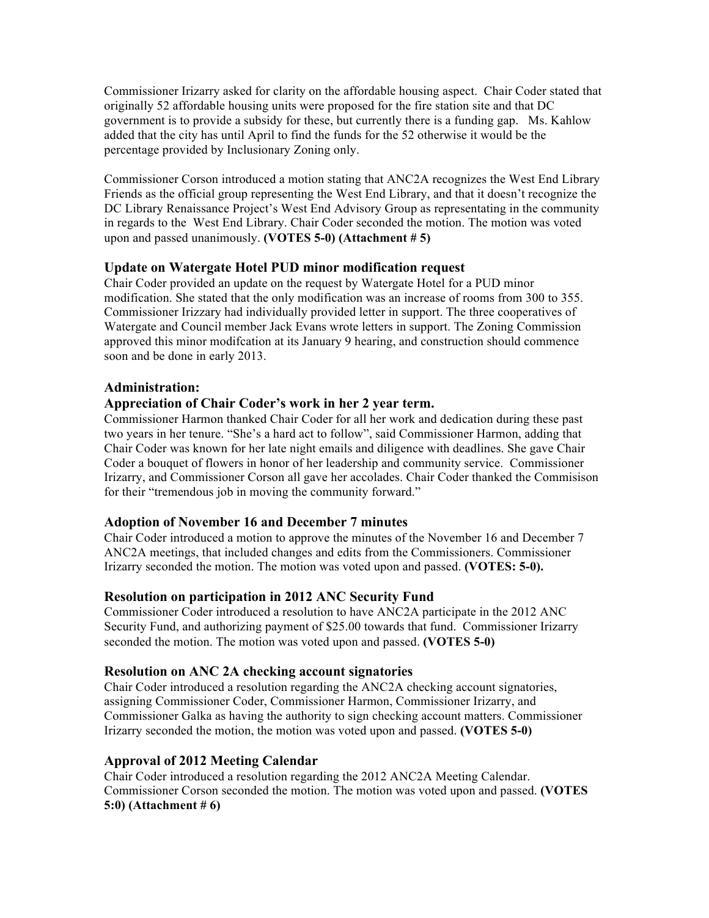Commissioner Irizarry asked for clarity on the affordable housing aspect. Chair Coder stated that originally 52 affordable housing units were proposed for the fire station site and that DC government is to provide a subsidy for these, but currently there is a funding gap. Ms. Kahlow added that the city has until April to find the funds for the 52 otherwise it would be the percentage provided by Inclusionary Zoning only.

Commissioner Corson introduced a motion stating that ANC2A recognizes the West End Library Friends as the official group representing the West End Library, and that it doesn't recognize the DC Library Renaissance Project's West End Advisory Group as representating in the community in regards to the West End Library. Chair Coder seconded the motion. The motion was voted upon and passed unanimously. **(VOTES 5-0) (Attachment # 5)**

### Update on Watergate Hotel PUD minor modification request

Chair Coder provided an update on the request by Watergate Hotel for a PUD minor modification. She stated that the only modification was an increase of rooms from 300 to 355. Commissioner Irizzary had individually provided letter in support. The three cooperatives of Watergate and Council member Jack Evans wrote letters in support. The Zoning Commission approved this minor modifcation at its January 9 hearing, and construction should commence soon and be done in early 2013.

### Administration:

### Appreciation of Chair Coder's work in her 2 year term.

Commissioner Harmon thanked Chair Coder for all her work and dedication during these past two years in her tenure. "She's a hard act to follow", said Commissioner Harmon, adding that Chair Coder was known for her late night emails and diligence with deadlines. She gave Chair Coder a bouquet of flowers in honor of her leadership and community service. Commissioner Irizarry, and Commissioner Corson all gave her accolades. Chair Coder thanked the Commisison for their "tremendous job in moving the community forward."

### Adoption of November 16 and December 7 minutes

Chair Coder introduced a motion to approve the minutes of the November 16 and December 7 ANC2A meetings, that included changes and edits from the Commissioners. Commissioner Irizarry seconded the motion. The motion was voted upon and passed. **(VOTES: 5-0).**

### Resolution on participation in 2012 ANC Security Fund

Commissioner Coder introduced a resolution to have ANC2A participate in the 2012 ANC Security Fund, and authorizing payment of $25.00 towards that fund. Commissioner Irizarry seconded the motion. The motion was voted upon and passed. **(VOTES 5-0)**

### Resolution on ANC 2A checking account signatories

Chair Coder introduced a resolution regarding the ANC2A checking account signatories, assigning Commissioner Coder, Commissioner Harmon, Commissioner Irizarry, and Commissioner Galka as having the authority to sign checking account matters. Commissioner Irizarry seconded the motion, the motion was voted upon and passed. **(VOTES 5-0)**

### Approval of 2012 Meeting Calendar

Chair Coder introduced a resolution regarding the 2012 ANC2A Meeting Calendar. Commissioner Corson seconded the motion. The motion was voted upon and passed. **(VOTES 5:0) (Attachment # 6)**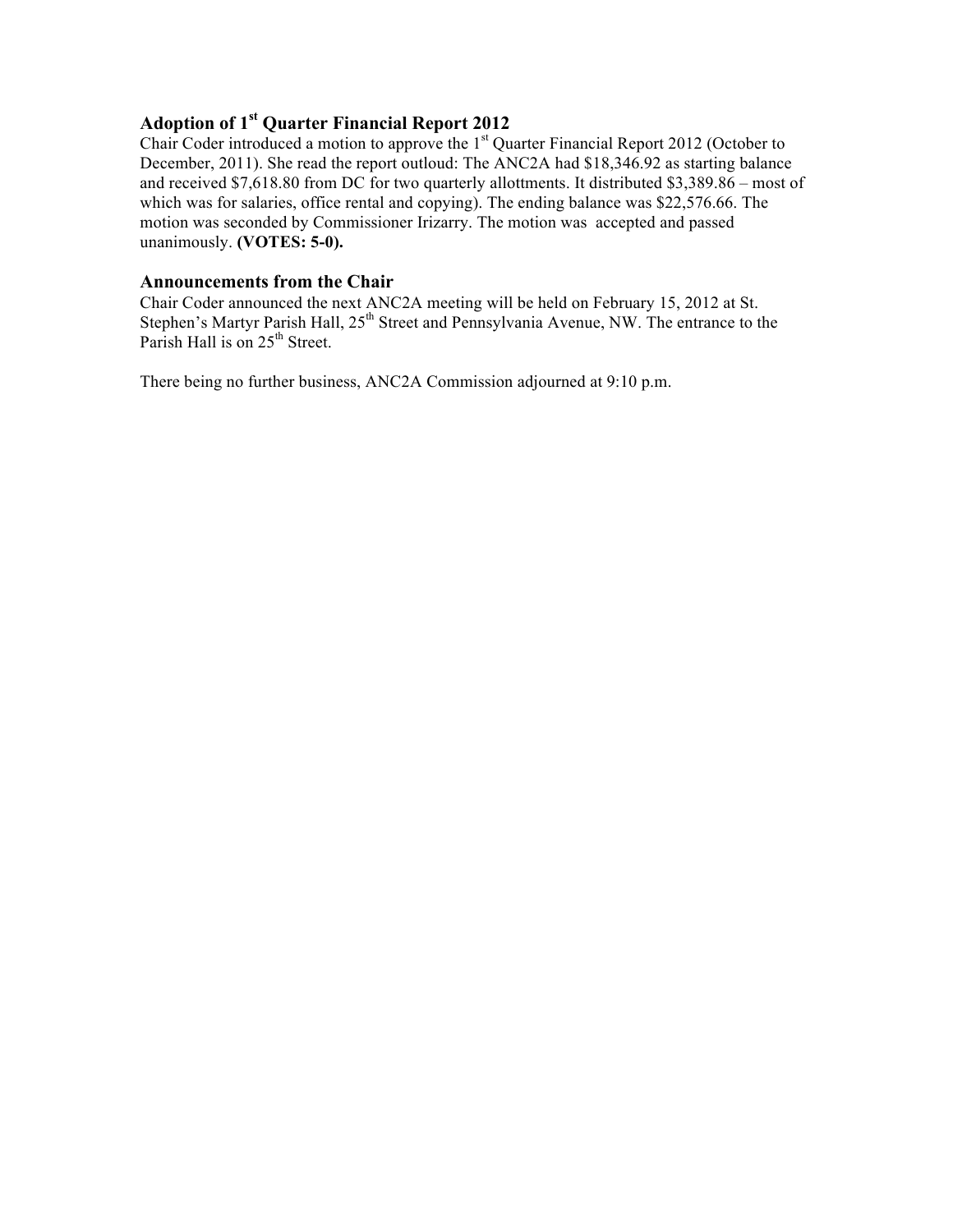## Adoption of 1st Quarter Financial Report 2012

Chair Coder introduced a motion to approve the 1st Quarter Financial Report 2012 (October to December, 2011). She read the report outloud: The ANC2A had $18,346.92 as starting balance and received $7,618.80 from DC for two quarterly allottments. It distributed $3,389.86 – most of which was for salaries, office rental and copying). The ending balance was $22,576.66. The motion was seconded by Commissioner Irizarry. The motion was  accepted and passed unanimously. **(VOTES: 5-0).**

## Announcements from the Chair

Chair Coder announced the next ANC2A meeting will be held on February 15, 2012 at St. Stephen's Martyr Parish Hall, 25th Street and Pennsylvania Avenue, NW. The entrance to the Parish Hall is on 25th Street.

There being no further business, ANC2A Commission adjourned at 9:10 p.m.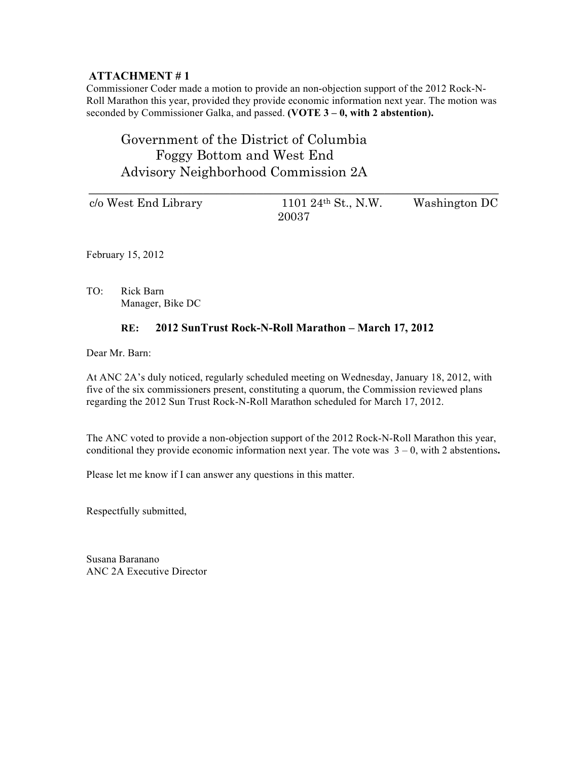**ATTACHMENT # 1**

Commissioner Coder made a motion to provide an non-objection support of the 2012 Rock-N-Roll Marathon this year, provided they provide economic information next year. The motion was seconded by Commissioner Galka, and passed. **(VOTE 3 – 0, with 2 abstention).**

Government of the District of Columbia
Foggy Bottom and West End
Advisory Neighborhood Commission 2A

---

c/o West End Library    1101 24th St., N.W.    Washington DC 20037

February 15, 2012

TO: Rick Barn
Manager, Bike DC

**RE: 2012 SunTrust Rock-N-Roll Marathon – March 17, 2012**

Dear Mr. Barn:

At ANC 2A's duly noticed, regularly scheduled meeting on Wednesday, January 18, 2012, with five of the six commissioners present, constituting a quorum, the Commission reviewed plans regarding the 2012 Sun Trust Rock-N-Roll Marathon scheduled for March 17, 2012.

The ANC voted to provide a non-objection support of the 2012 Rock-N-Roll Marathon this year, conditional they provide economic information next year. The vote was 3 – 0, with 2 abstentions**.**

Please let me know if I can answer any questions in this matter.

Respectfully submitted,

Susana Baranano
ANC 2A Executive Director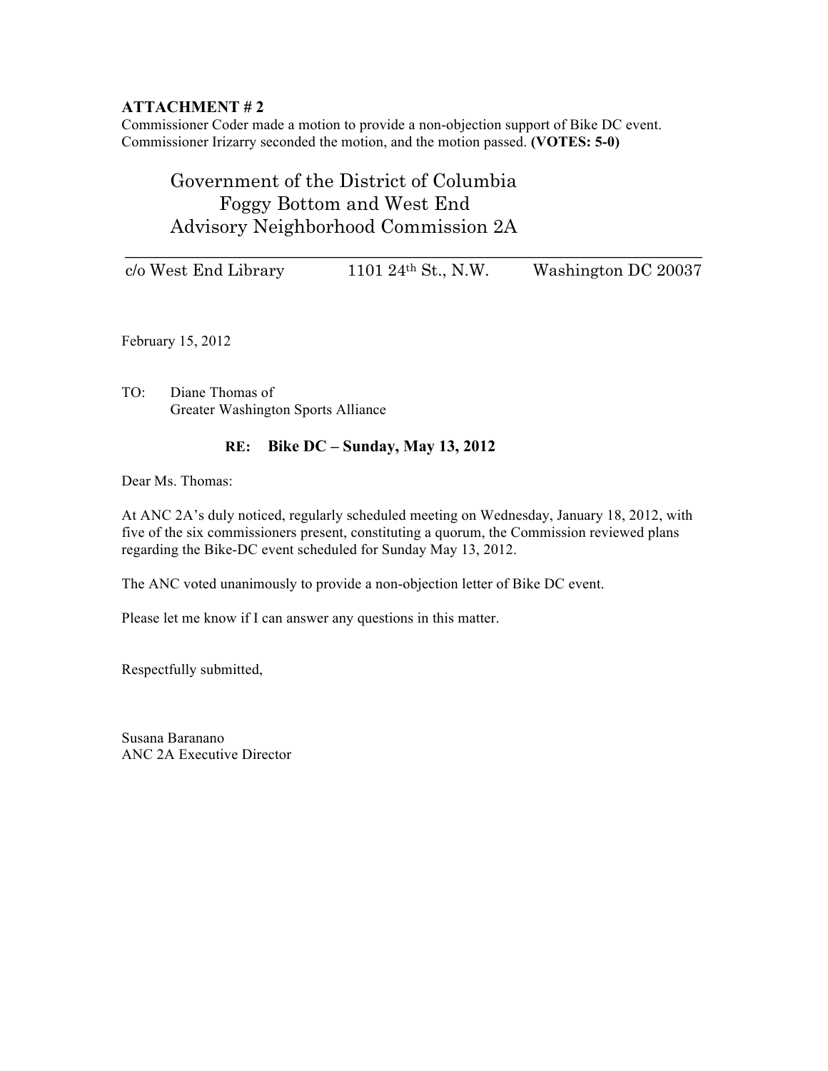**ATTACHMENT # 2**

Commissioner Coder made a motion to provide a non-objection support of Bike DC event. Commissioner Irizarry seconded the motion, and the motion passed. **(VOTES: 5-0)**

# Government of the District of Columbia
## Foggy Bottom and West End
## Advisory Neighborhood Commission 2A

c/o West End Library 1101 24th St., N.W. Washington DC 20037

February 15, 2012

TO: Diane Thomas of
Greater Washington Sports Alliance

**RE: Bike DC – Sunday, May 13, 2012**

Dear Ms. Thomas:

At ANC 2A's duly noticed, regularly scheduled meeting on Wednesday, January 18, 2012, with five of the six commissioners present, constituting a quorum, the Commission reviewed plans regarding the Bike-DC event scheduled for Sunday May 13, 2012.

The ANC voted unanimously to provide a non-objection letter of Bike DC event.

Please let me know if I can answer any questions in this matter.

Respectfully submitted,

Susana Baranano
ANC 2A Executive Director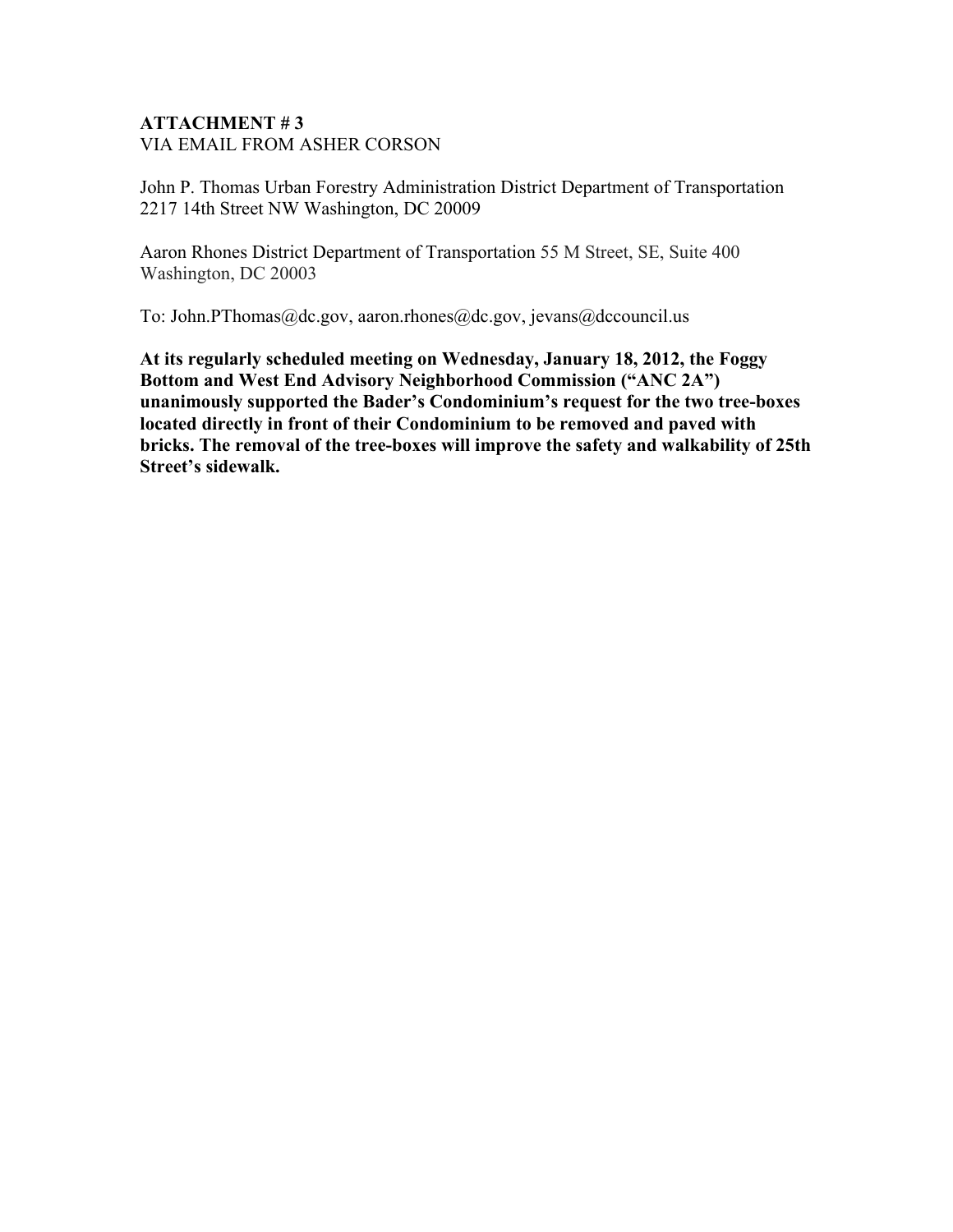**ATTACHMENT # 3**
VIA EMAIL FROM ASHER CORSON

John P. Thomas Urban Forestry Administration District Department of Transportation 2217 14th Street NW Washington, DC 20009

Aaron Rhones District Department of Transportation 55 M Street, SE, Suite 400 Washington, DC 20003

To: John.PThomas@dc.gov, aaron.rhones@dc.gov, jevans@dccouncil.us

**At its regularly scheduled meeting on Wednesday, January 18, 2012, the Foggy Bottom and West End Advisory Neighborhood Commission ("ANC 2A") unanimously supported the Bader's Condominium's request for the two tree-boxes located directly in front of their Condominium to be removed and paved with bricks. The removal of the tree-boxes will improve the safety and walkability of 25th Street's sidewalk.**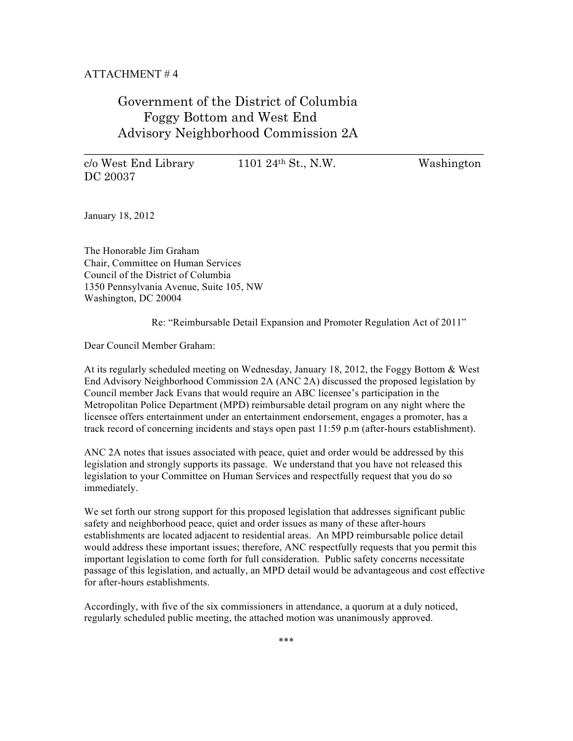ATTACHMENT # 4

# Government of the District of Columbia
# Foggy Bottom and West End
# Advisory Neighborhood Commission 2A

---

c/o West End Library 1101 24th St., N.W. Washington DC 20037

January 18, 2012

The Honorable Jim Graham
Chair, Committee on Human Services
Council of the District of Columbia
1350 Pennsylvania Avenue, Suite 105, NW
Washington, DC 20004

Re: "Reimbursable Detail Expansion and Promoter Regulation Act of 2011"

Dear Council Member Graham:

At its regularly scheduled meeting on Wednesday, January 18, 2012, the Foggy Bottom & West End Advisory Neighborhood Commission 2A (ANC 2A) discussed the proposed legislation by Council member Jack Evans that would require an ABC licensee's participation in the Metropolitan Police Department (MPD) reimbursable detail program on any night where the licensee offers entertainment under an entertainment endorsement, engages a promoter, has a track record of concerning incidents and stays open past 11:59 p.m (after-hours establishment).

ANC 2A notes that issues associated with peace, quiet and order would be addressed by this legislation and strongly supports its passage. We understand that you have not released this legislation to your Committee on Human Services and respectfully request that you do so immediately.

We set forth our strong support for this proposed legislation that addresses significant public safety and neighborhood peace, quiet and order issues as many of these after-hours establishments are located adjacent to residential areas. An MPD reimbursable police detail would address these important issues; therefore, ANC respectfully requests that you permit this important legislation to come forth for full consideration. Public safety concerns necessitate passage of this legislation, and actually, an MPD detail would be advantageous and cost effective for after-hours establishments.

Accordingly, with five of the six commissioners in attendance, a quorum at a duly noticed, regularly scheduled public meeting, the attached motion was unanimously approved.

***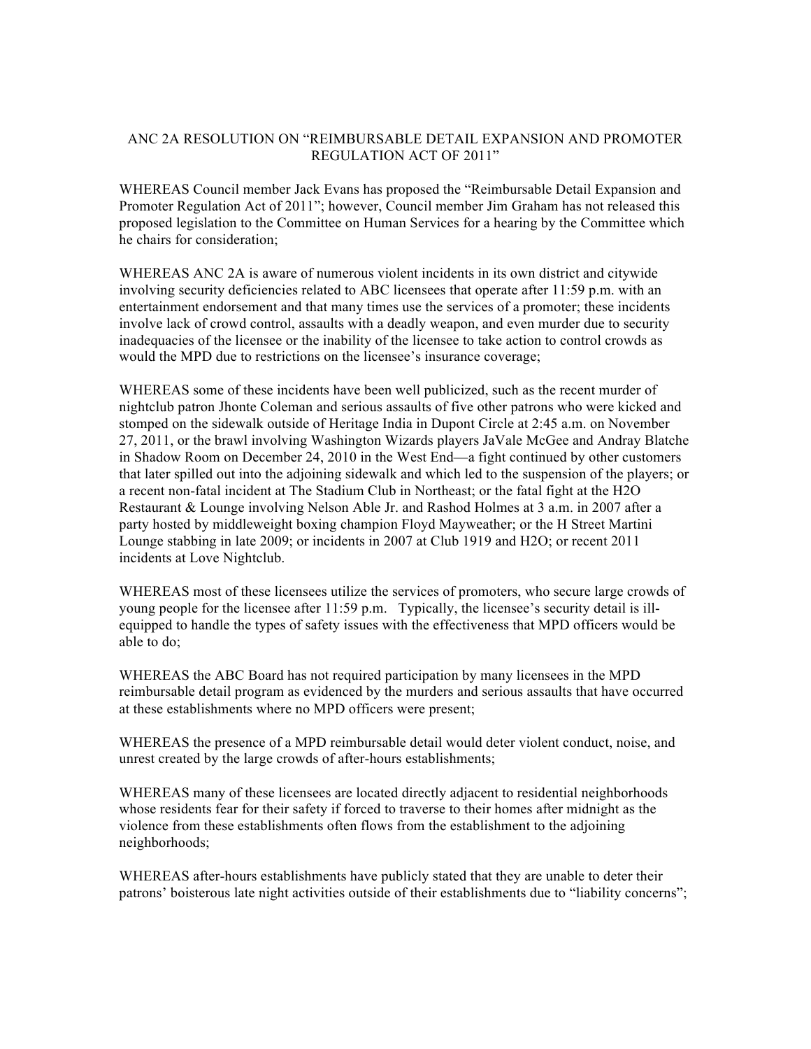# ANC 2A RESOLUTION ON "REIMBURSABLE DETAIL EXPANSION AND PROMOTER REGULATION ACT OF 2011"

WHEREAS Council member Jack Evans has proposed the "Reimbursable Detail Expansion and Promoter Regulation Act of 2011"; however, Council member Jim Graham has not released this proposed legislation to the Committee on Human Services for a hearing by the Committee which he chairs for consideration;

WHEREAS ANC 2A is aware of numerous violent incidents in its own district and citywide involving security deficiencies related to ABC licensees that operate after 11:59 p.m. with an entertainment endorsement and that many times use the services of a promoter; these incidents involve lack of crowd control, assaults with a deadly weapon, and even murder due to security inadequacies of the licensee or the inability of the licensee to take action to control crowds as would the MPD due to restrictions on the licensee's insurance coverage;

WHEREAS some of these incidents have been well publicized, such as the recent murder of nightclub patron Jhonte Coleman and serious assaults of five other patrons who were kicked and stomped on the sidewalk outside of Heritage India in Dupont Circle at 2:45 a.m. on November 27, 2011, or the brawl involving Washington Wizards players JaVale McGee and Andray Blatche in Shadow Room on December 24, 2010 in the West End—a fight continued by other customers that later spilled out into the adjoining sidewalk and which led to the suspension of the players; or a recent non-fatal incident at The Stadium Club in Northeast; or the fatal fight at the H2O Restaurant & Lounge involving Nelson Able Jr. and Rashod Holmes at 3 a.m. in 2007 after a party hosted by middleweight boxing champion Floyd Mayweather; or the H Street Martini Lounge stabbing in late 2009; or incidents in 2007 at Club 1919 and H2O; or recent 2011 incidents at Love Nightclub.

WHEREAS most of these licensees utilize the services of promoters, who secure large crowds of young people for the licensee after 11:59 p.m. Typically, the licensee's security detail is ill-equipped to handle the types of safety issues with the effectiveness that MPD officers would be able to do;

WHEREAS the ABC Board has not required participation by many licensees in the MPD reimbursable detail program as evidenced by the murders and serious assaults that have occurred at these establishments where no MPD officers were present;

WHEREAS the presence of a MPD reimbursable detail would deter violent conduct, noise, and unrest created by the large crowds of after-hours establishments;

WHEREAS many of these licensees are located directly adjacent to residential neighborhoods whose residents fear for their safety if forced to traverse to their homes after midnight as the violence from these establishments often flows from the establishment to the adjoining neighborhoods;

WHEREAS after-hours establishments have publicly stated that they are unable to deter their patrons' boisterous late night activities outside of their establishments due to "liability concerns";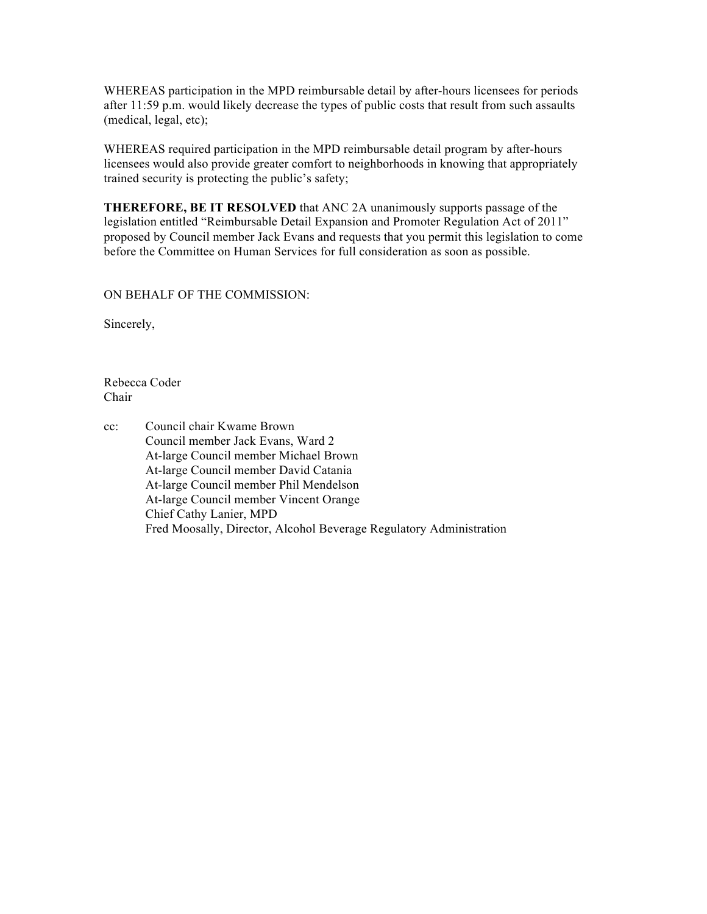WHEREAS participation in the MPD reimbursable detail by after-hours licensees for periods after 11:59 p.m. would likely decrease the types of public costs that result from such assaults (medical, legal, etc);

WHEREAS required participation in the MPD reimbursable detail program by after-hours licensees would also provide greater comfort to neighborhoods in knowing that appropriately trained security is protecting the public's safety;

**THEREFORE, BE IT RESOLVED** that ANC 2A unanimously supports passage of the legislation entitled "Reimbursable Detail Expansion and Promoter Regulation Act of 2011" proposed by Council member Jack Evans and requests that you permit this legislation to come before the Committee on Human Services for full consideration as soon as possible.

ON BEHALF OF THE COMMISSION:

Sincerely,

Rebecca Coder
Chair

cc: Council chair Kwame Brown
Council member Jack Evans, Ward 2
At-large Council member Michael Brown
At-large Council member David Catania
At-large Council member Phil Mendelson
At-large Council member Vincent Orange
Chief Cathy Lanier, MPD
Fred Moosally, Director, Alcohol Beverage Regulatory Administration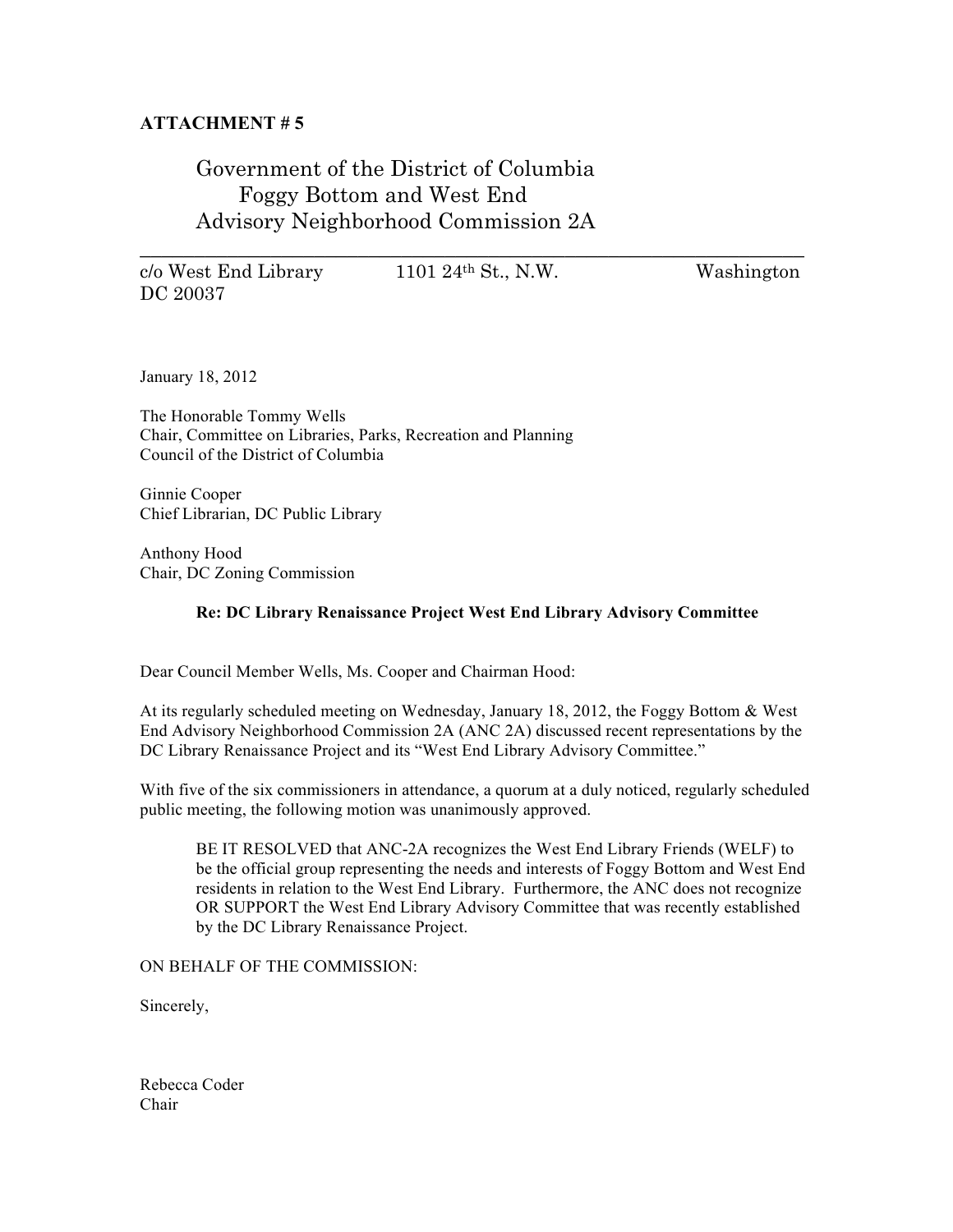**ATTACHMENT # 5**

Government of the District of Columbia
Foggy Bottom and West End
Advisory Neighborhood Commission 2A

---

c/o West End Library 1101 24th St., N.W. Washington DC 20037

January 18, 2012

The Honorable Tommy Wells
Chair, Committee on Libraries, Parks, Recreation and Planning
Council of the District of Columbia

Ginnie Cooper
Chief Librarian, DC Public Library

Anthony Hood
Chair, DC Zoning Commission

**Re: DC Library Renaissance Project West End Library Advisory Committee**

Dear Council Member Wells, Ms. Cooper and Chairman Hood:

At its regularly scheduled meeting on Wednesday, January 18, 2012, the Foggy Bottom & West End Advisory Neighborhood Commission 2A (ANC 2A) discussed recent representations by the DC Library Renaissance Project and its "West End Library Advisory Committee."

With five of the six commissioners in attendance, a quorum at a duly noticed, regularly scheduled public meeting, the following motion was unanimously approved.

> BE IT RESOLVED that ANC-2A recognizes the West End Library Friends (WELF) to be the official group representing the needs and interests of Foggy Bottom and West End residents in relation to the West End Library. Furthermore, the ANC does not recognize OR SUPPORT the West End Library Advisory Committee that was recently established by the DC Library Renaissance Project.

ON BEHALF OF THE COMMISSION:

Sincerely,

Rebecca Coder
Chair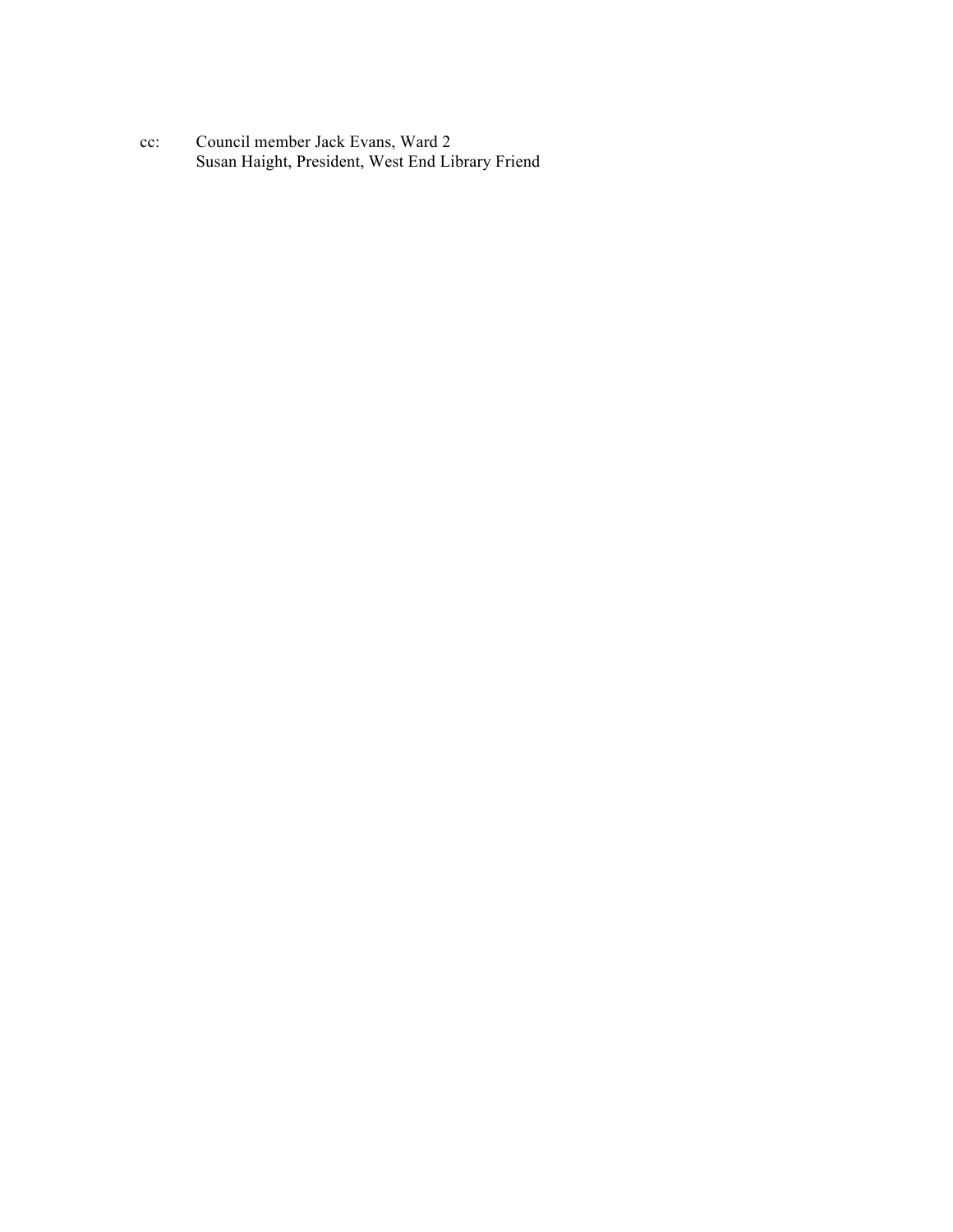cc: Council member Jack Evans, Ward 2
Susan Haight, President, West End Library Friend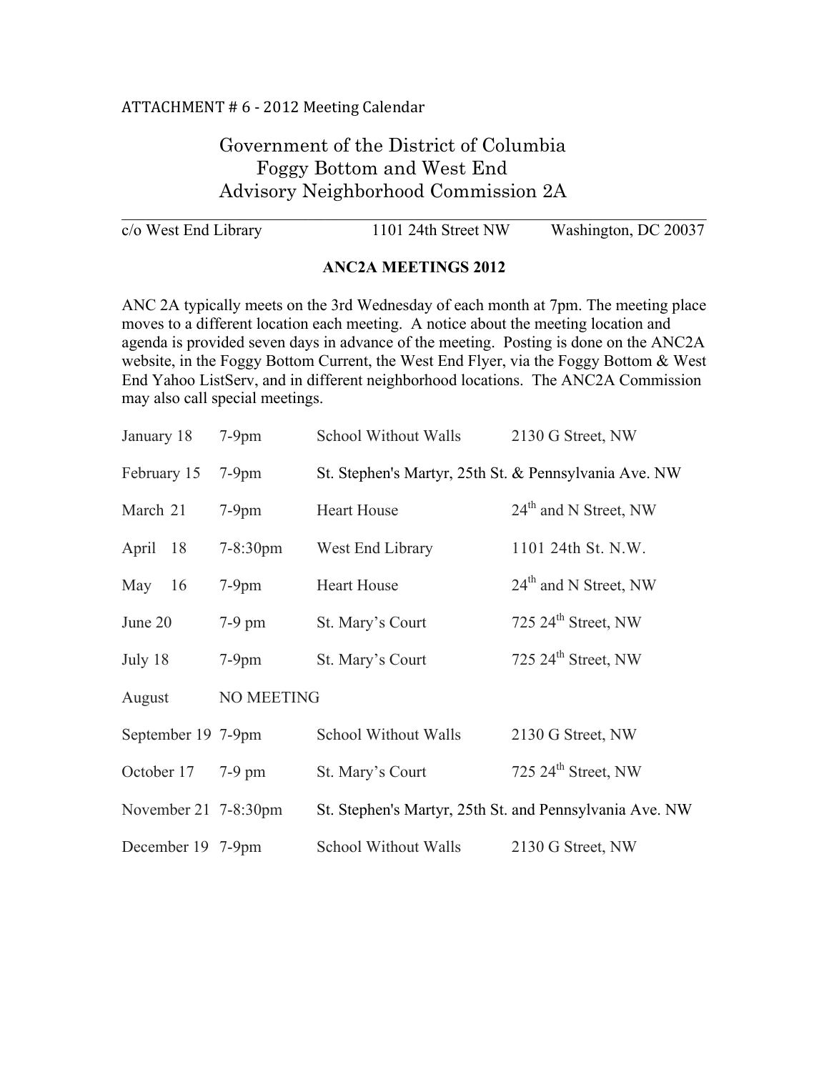ATTACHMENT # 6 - 2012 Meeting Calendar

# Government of the District of Columbia
# Foggy Bottom and West End
# Advisory Neighborhood Commission 2A

c/o West End Library 1101 24th Street NW Washington, DC 20037

**ANC2A MEETINGS 2012**

ANC 2A typically meets on the 3rd Wednesday of each month at 7pm. The meeting place moves to a different location each meeting. A notice about the meeting location and agenda is provided seven days in advance of the meeting. Posting is done on the ANC2A website, in the Foggy Bottom Current, the West End Flyer, via the Foggy Bottom & West End Yahoo ListServ, and in different neighborhood locations. The ANC2A Commission may also call special meetings.

| | | | |
|---|---|---|---|
| January 18 | 7-9pm | School Without Walls | 2130 G Street, NW |
| February 15 | 7-9pm | St. Stephen's Martyr, 25th St. & Pennsylvania Ave. NW | |
| March 21 | 7-9pm | Heart House | 24th and N Street, NW |
| April 18 | 7-8:30pm | West End Library | 1101 24th St. N.W. |
| May 16 | 7-9pm | Heart House | 24th and N Street, NW |
| June 20 | 7-9 pm | St. Mary's Court | 725 24th Street, NW |
| July 18 | 7-9pm | St. Mary's Court | 725 24th Street, NW |
| August | NO MEETING | | |
| September 19 | 7-9pm | School Without Walls | 2130 G Street, NW |
| October 17 | 7-9 pm | St. Mary's Court | 725 24th Street, NW |
| November 21 | 7-8:30pm | St. Stephen's Martyr, 25th St. and Pennsylvania Ave. NW | |
| December 19 | 7-9pm | School Without Walls | 2130 G Street, NW |